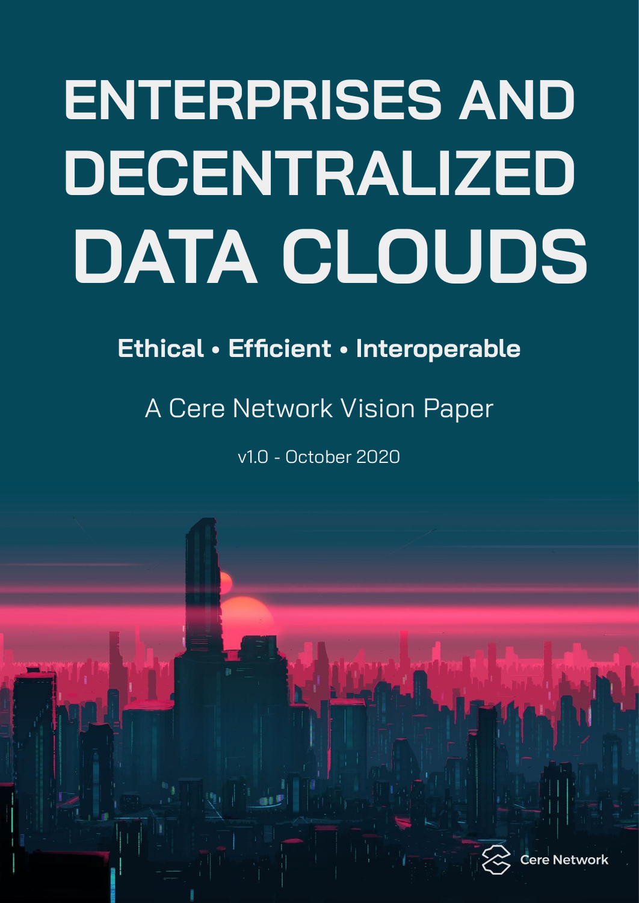# ENTERPRISES AND DECENTRALIZED DATA CLOUDS

**Ethical • Efficient • Interoperable**

A Cere Network Vision Paper

v1.0 - October 2020

Cere Network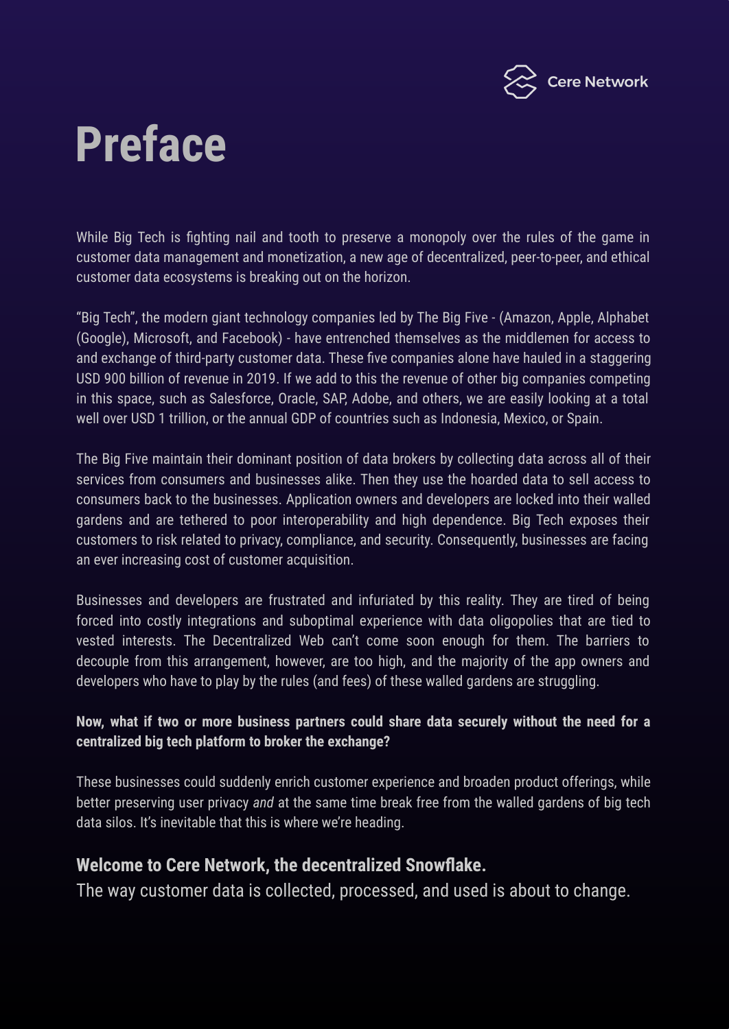# Preface

While Big Tech is fighting nail and tooth to preserve a monopoly over the rules of the game in customer data management and monetization, a new age of decentralized, peer-to-peer, and ethical customer data ecosystems is breaking out on the horizon.

“Big Tech”, the modern giant technology companies led by The Big Five - (Amazon, Apple, Alphabet (Google), Microsoft, and Facebook) - have entrenched themselves as the middlemen for access to and exchange of third-party customer data. These five companies alone have hauled in a staggering USD 900 billion of revenue in 2019. If we add to this the revenue of other big companies competing in this space, such as Salesforce, Oracle, SAP, Adobe, and others, we are easily looking at a total well over USD 1 trillion, or the annual GDP of countries such as Indonesia, Mexico, or Spain.

The Big Five maintain their dominant position of data brokers by collecting data across all of their services from consumers and businesses alike. Then they use the hoarded data to sell access to consumers back to the businesses. Application owners and developers are locked into their walled gardens and are tethered to poor interoperability and high dependence. Big Tech exposes their customers to risk related to privacy, compliance, and security. Consequently, businesses are facing an ever increasing cost of customer acquisition.

Businesses and developers are frustrated and infuriated by this reality. They are tired of being forced into costly integrations and suboptimal experience with data oligopolies that are tied to vested interests. The Decentralized Web can’t come soon enough for them. The barriers to decouple from this arrangement, however, are too high, and the majority of the app owners and developers who have to play by the rules (and fees) of these walled gardens are struggling.

**Now, what if two or more business partners could share data securely without the need for a centralized big tech platform to broker the exchange?**

These businesses could suddenly enrich customer experience and broaden product offerings, while better preserving user privacy *and* at the same time break free from the walled gardens of big tech data silos. It’s inevitable that this is where we’re heading.

**Welcome to Cere Network, the decentralized Snowflake.**
The way customer data is collected, processed, and used is about to change.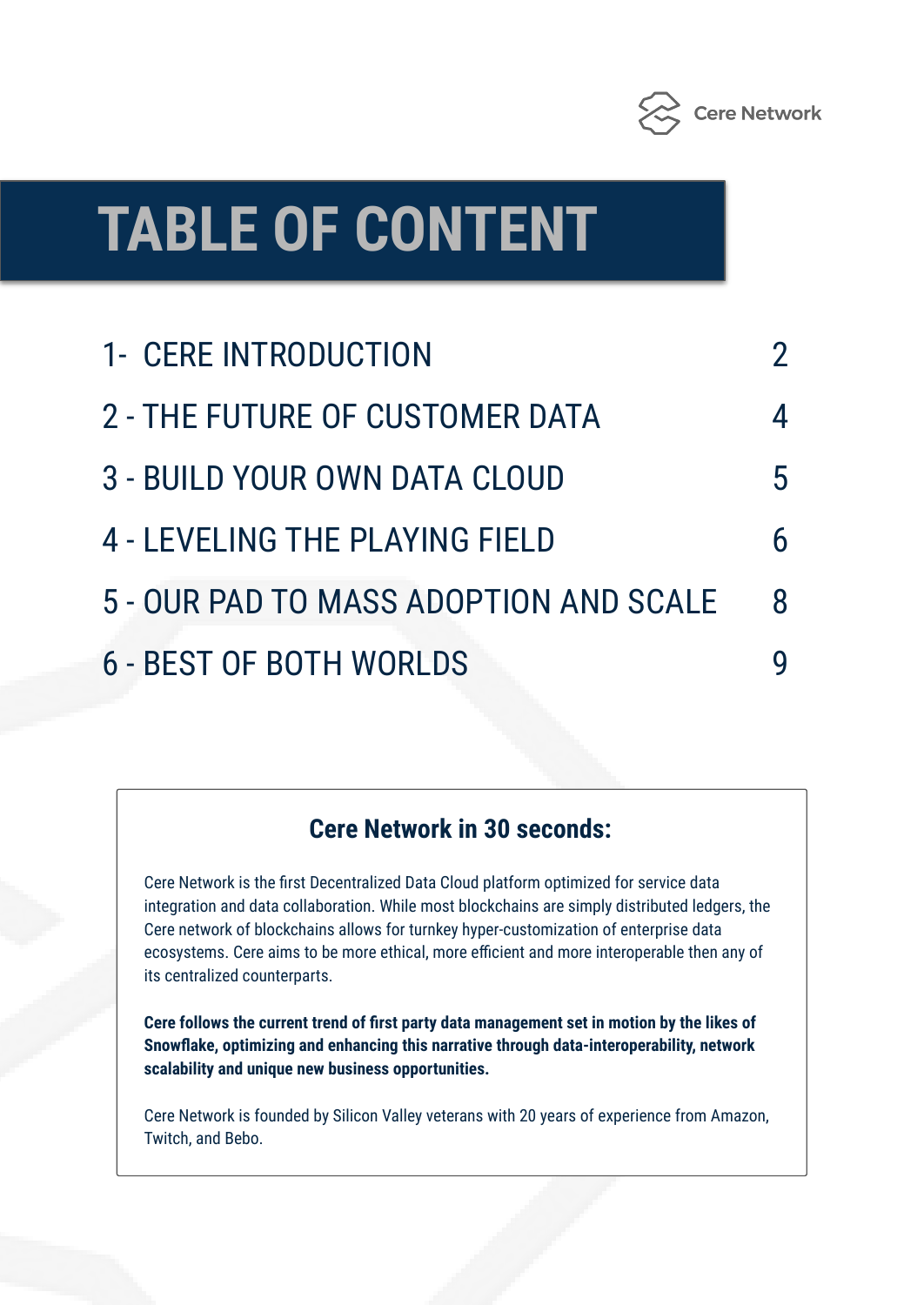# TABLE OF CONTENT

| | |
|---|---|
| 1- CERE INTRODUCTION | 2 |
| 2 - THE FUTURE OF CUSTOMER DATA | 4 |
| 3 - BUILD YOUR OWN DATA CLOUD | 5 |
| 4 - LEVELING THE PLAYING FIELD | 6 |
| 5 - OUR PAD TO MASS ADOPTION AND SCALE | 8 |
| 6 - BEST OF BOTH WORLDS | 9 |

## Cere Network in 30 seconds:

Cere Network is the first Decentralized Data Cloud platform optimized for service data integration and data collaboration. While most blockchains are simply distributed ledgers, the Cere network of blockchains allows for turnkey hyper-customization of enterprise data ecosystems. Cere aims to be more ethical, more efficient and more interoperable then any of its centralized counterparts.

**Cere follows the current trend of first party data management set in motion by the likes of Snowflake, optimizing and enhancing this narrative through data-interoperability, network scalability and unique new business opportunities.**

Cere Network is founded by Silicon Valley veterans with 20 years of experience from Amazon, Twitch, and Bebo.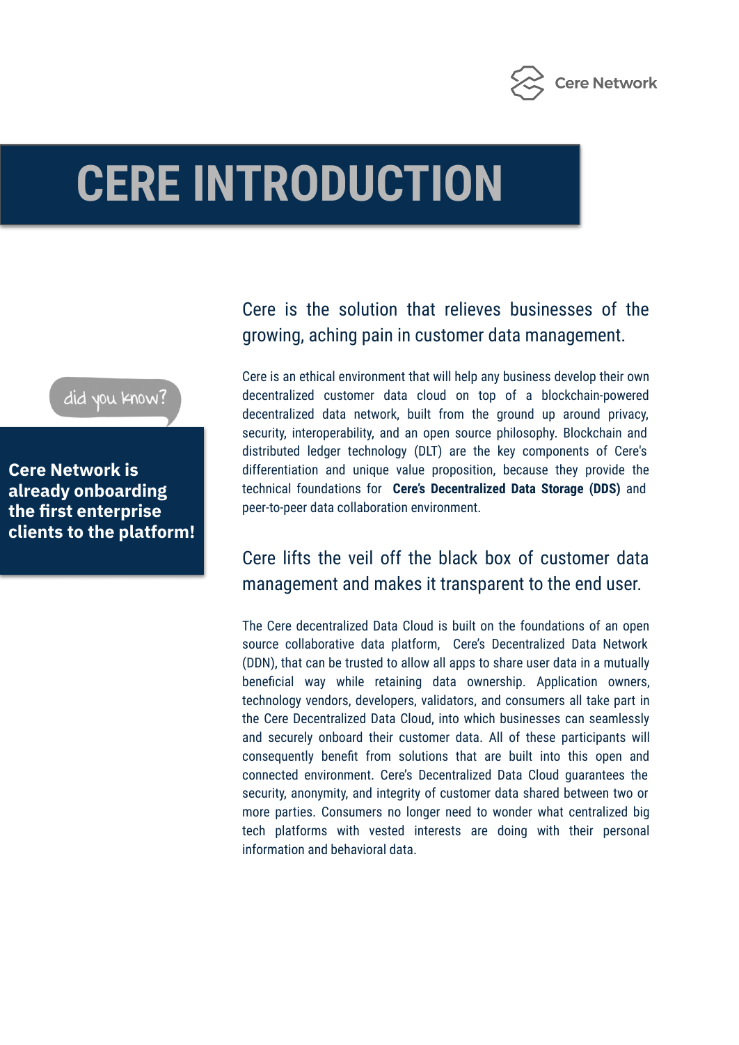# CERE INTRODUCTION

did you know?

**Cere Network is already onboarding the first enterprise clients to the platform!**

## Cere is the solution that relieves businesses of the growing, aching pain in customer data management.

Cere is an ethical environment that will help any business develop their own decentralized customer data cloud on top of a blockchain-powered decentralized data network, built from the ground up around privacy, security, interoperability, and an open source philosophy. Blockchain and distributed ledger technology (DLT) are the key components of Cere's differentiation and unique value proposition, because they provide the technical foundations for **Cere's Decentralized Data Storage (DDS)** and peer-to-peer data collaboration environment.

## Cere lifts the veil off the black box of customer data management and makes it transparent to the end user.

The Cere decentralized Data Cloud is built on the foundations of an open source collaborative data platform, Cere's Decentralized Data Network (DDN), that can be trusted to allow all apps to share user data in a mutually beneficial way while retaining data ownership. Application owners, technology vendors, developers, validators, and consumers all take part in the Cere Decentralized Data Cloud, into which businesses can seamlessly and securely onboard their customer data. All of these participants will consequently benefit from solutions that are built into this open and connected environment. Cere's Decentralized Data Cloud guarantees the security, anonymity, and integrity of customer data shared between two or more parties. Consumers no longer need to wonder what centralized big tech platforms with vested interests are doing with their personal information and behavioral data.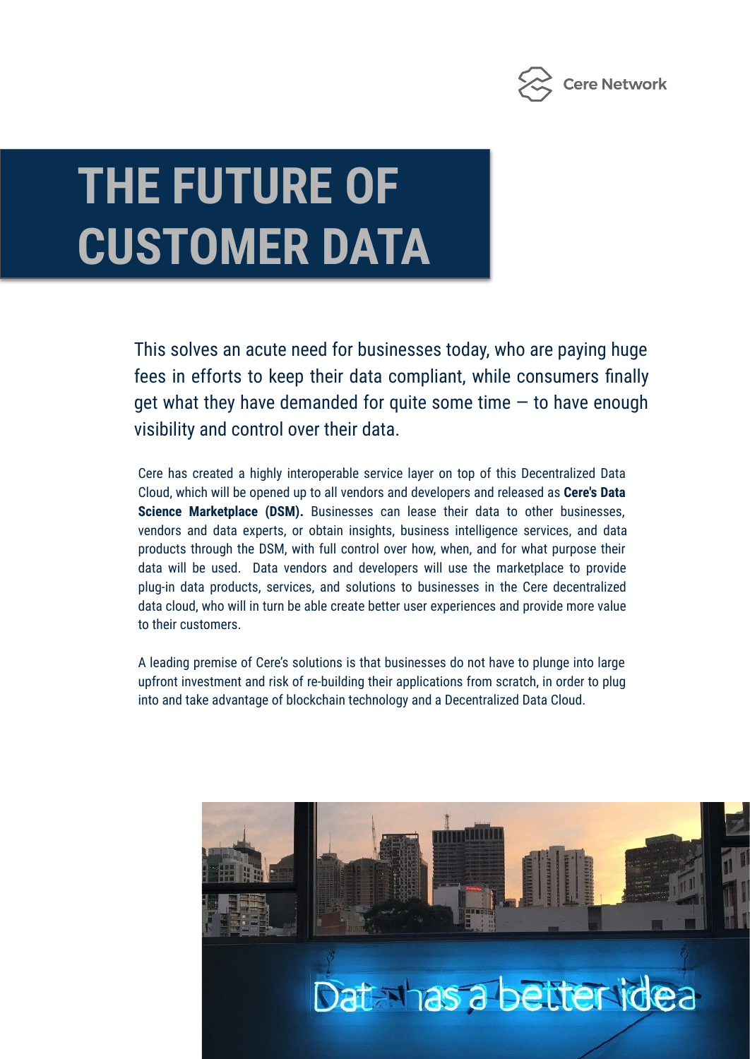# THE FUTURE OF CUSTOMER DATA

This solves an acute need for businesses today, who are paying huge fees in efforts to keep their data compliant, while consumers finally get what they have demanded for quite some time — to have enough visibility and control over their data.

Cere has created a highly interoperable service layer on top of this Decentralized Data Cloud, which will be opened up to all vendors and developers and released as **Cere's Data Science Marketplace (DSM).** Businesses can lease their data to other businesses, vendors and data experts, or obtain insights, business intelligence services, and data products through the DSM, with full control over how, when, and for what purpose their data will be used. Data vendors and developers will use the marketplace to provide plug-in data products, services, and solutions to businesses in the Cere decentralized data cloud, who will in turn be able create better user experiences and provide more value to their customers.

A leading premise of Cere's solutions is that businesses do not have to plunge into large upfront investment and risk of re-building their applications from scratch, in order to plug into and take advantage of blockchain technology and a Decentralized Data Cloud.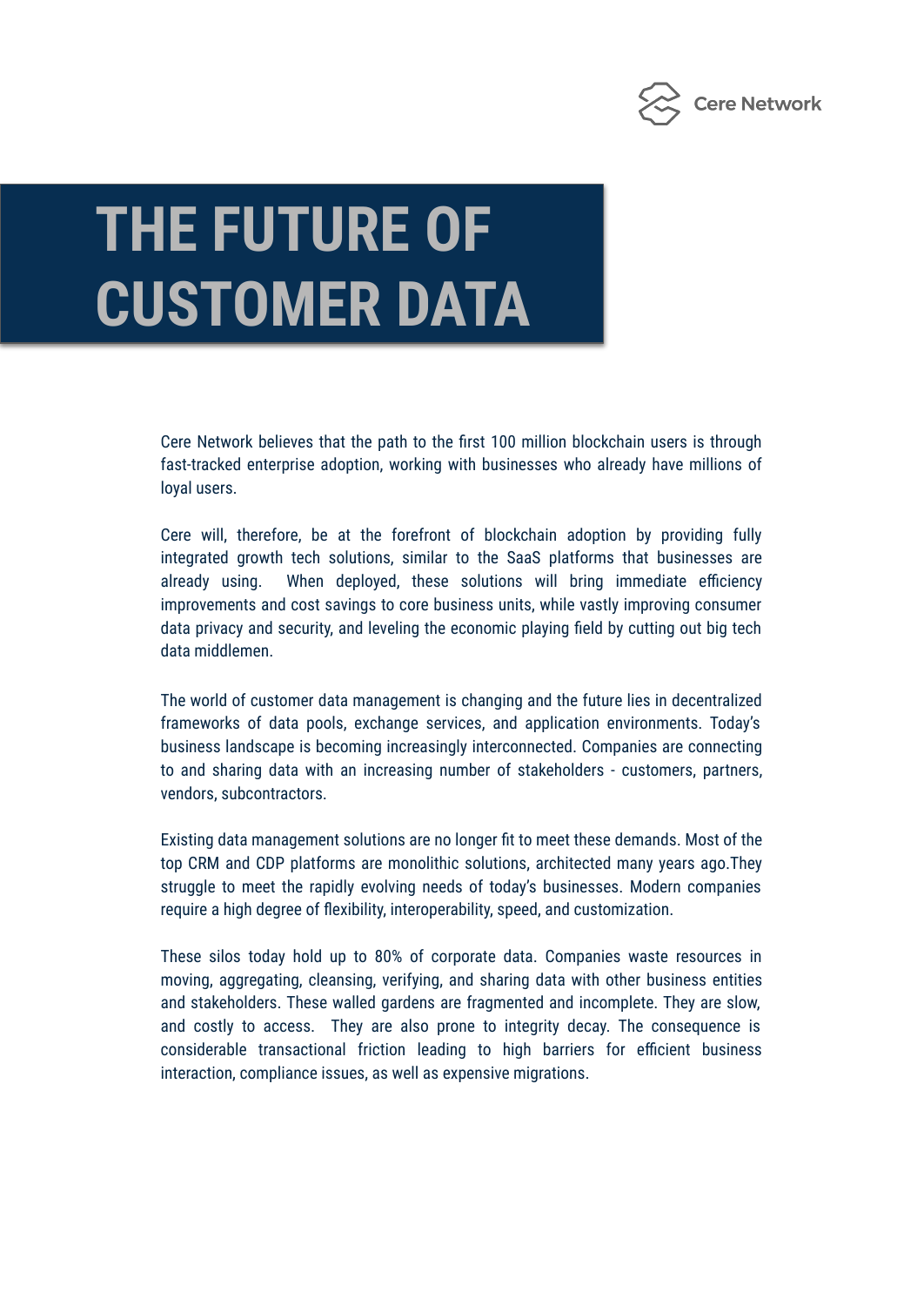# THE FUTURE OF CUSTOMER DATA

Cere Network believes that the path to the first 100 million blockchain users is through fast-tracked enterprise adoption, working with businesses who already have millions of loyal users.

Cere will, therefore, be at the forefront of blockchain adoption by providing fully integrated growth tech solutions, similar to the SaaS platforms that businesses are already using. When deployed, these solutions will bring immediate efficiency improvements and cost savings to core business units, while vastly improving consumer data privacy and security, and leveling the economic playing field by cutting out big tech data middlemen.

The world of customer data management is changing and the future lies in decentralized frameworks of data pools, exchange services, and application environments. Today's business landscape is becoming increasingly interconnected. Companies are connecting to and sharing data with an increasing number of stakeholders - customers, partners, vendors, subcontractors.

Existing data management solutions are no longer fit to meet these demands. Most of the top CRM and CDP platforms are monolithic solutions, architected many years ago.They struggle to meet the rapidly evolving needs of today's businesses. Modern companies require a high degree of flexibility, interoperability, speed, and customization.

These silos today hold up to 80% of corporate data. Companies waste resources in moving, aggregating, cleansing, verifying, and sharing data with other business entities and stakeholders. These walled gardens are fragmented and incomplete. They are slow, and costly to access. They are also prone to integrity decay. The consequence is considerable transactional friction leading to high barriers for efficient business interaction, compliance issues, as well as expensive migrations.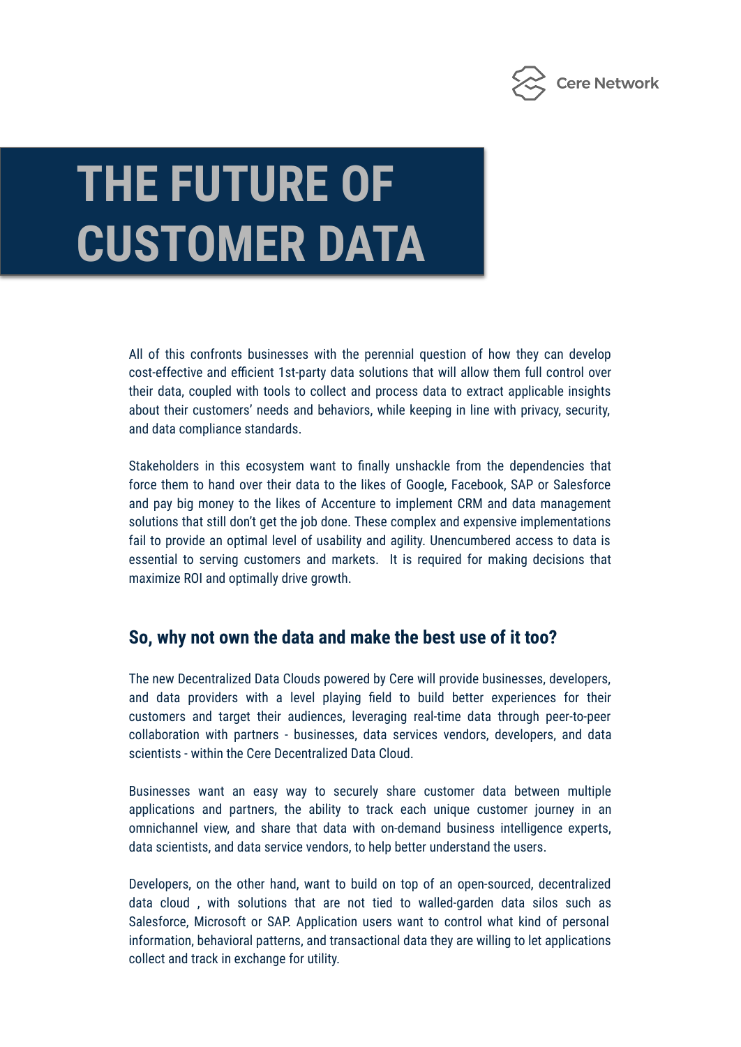# THE FUTURE OF CUSTOMER DATA

All of this confronts businesses with the perennial question of how they can develop cost-effective and efficient 1st-party data solutions that will allow them full control over their data, coupled with tools to collect and process data to extract applicable insights about their customers' needs and behaviors, while keeping in line with privacy, security, and data compliance standards.

Stakeholders in this ecosystem want to finally unshackle from the dependencies that force them to hand over their data to the likes of Google, Facebook, SAP or Salesforce and pay big money to the likes of Accenture to implement CRM and data management solutions that still don't get the job done. These complex and expensive implementations fail to provide an optimal level of usability and agility. Unencumbered access to data is essential to serving customers and markets. It is required for making decisions that maximize ROI and optimally drive growth.

## So, why not own the data and make the best use of it too?

The new Decentralized Data Clouds powered by Cere will provide businesses, developers, and data providers with a level playing field to build better experiences for their customers and target their audiences, leveraging real-time data through peer-to-peer collaboration with partners - businesses, data services vendors, developers, and data scientists - within the Cere Decentralized Data Cloud.

Businesses want an easy way to securely share customer data between multiple applications and partners, the ability to track each unique customer journey in an omnichannel view, and share that data with on-demand business intelligence experts, data scientists, and data service vendors, to help better understand the users.

Developers, on the other hand, want to build on top of an open-sourced, decentralized data cloud , with solutions that are not tied to walled-garden data silos such as Salesforce, Microsoft or SAP. Application users want to control what kind of personal information, behavioral patterns, and transactional data they are willing to let applications collect and track in exchange for utility.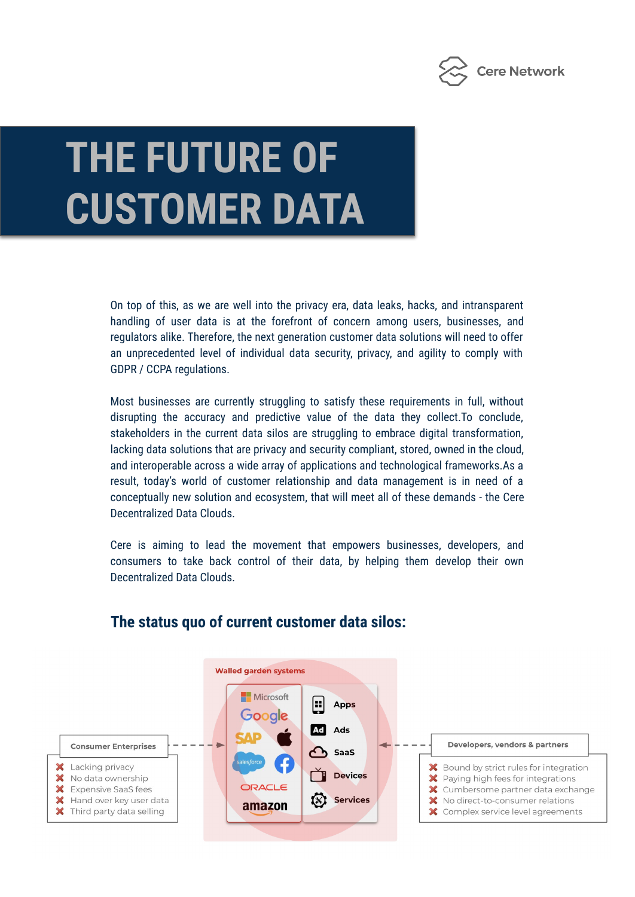# THE FUTURE OF CUSTOMER DATA

On top of this, as we are well into the privacy era, data leaks, hacks, and intransparent handling of user data is at the forefront of concern among users, businesses, and regulators alike. Therefore, the next generation customer data solutions will need to offer an unprecedented level of individual data security, privacy, and agility to comply with GDPR / CCPA regulations.

Most businesses are currently struggling to satisfy these requirements in full, without disrupting the accuracy and predictive value of the data they collect.To conclude, stakeholders in the current data silos are struggling to embrace digital transformation, lacking data solutions that are privacy and security compliant, stored, owned in the cloud, and interoperable across a wide array of applications and technological frameworks.As a result, today's world of customer relationship and data management is in need of a conceptually new solution and ecosystem, that will meet all of these demands - the Cere Decentralized Data Clouds.

Cere is aiming to lead the movement that empowers businesses, developers, and consumers to take back control of their data, by helping them develop their own Decentralized Data Clouds.

## The status quo of current customer data silos:

**Consumer Enterprises**

- ✖ Lacking privacy
- ✖ No data ownership
- ✖ Expensive SaaS fees
- ✖ Hand over key user data
- ✖ Third party data selling

**Walled garden systems**

Microsoft, Google, SAP, Apple, salesforce, Facebook, ORACLE, amazon

- Apps
- Ads
- SaaS
- Devices
- Services

**Developers, vendors & partners**

- ✖ Bound by strict rules for integration
- ✖ Paying high fees for integrations
- ✖ Cumbersome partner data exchange
- ✖ No direct-to-consumer relations
- ✖ Complex service level agreements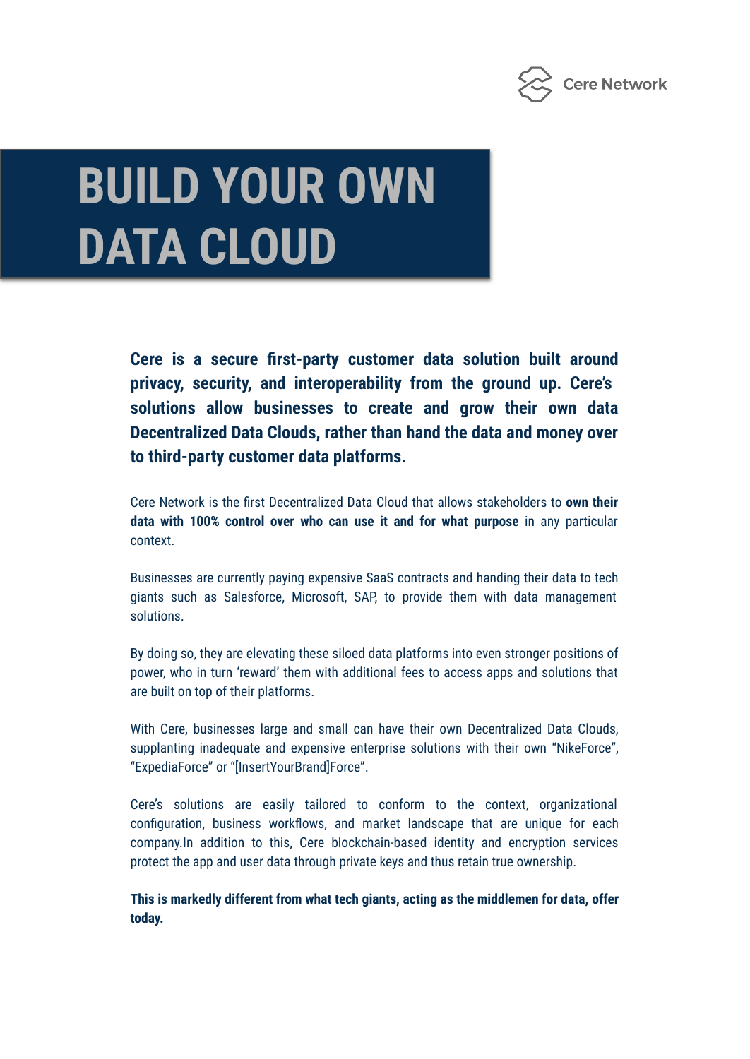# BUILD YOUR OWN DATA CLOUD

**Cere is a secure first-party customer data solution built around privacy, security, and interoperability from the ground up. Cere's solutions allow businesses to create and grow their own data Decentralized Data Clouds, rather than hand the data and money over to third-party customer data platforms.**

Cere Network is the first Decentralized Data Cloud that allows stakeholders to **own their data with 100% control over who can use it and for what purpose** in any particular context.

Businesses are currently paying expensive SaaS contracts and handing their data to tech giants such as Salesforce, Microsoft, SAP, to provide them with data management solutions.

By doing so, they are elevating these siloed data platforms into even stronger positions of power, who in turn 'reward' them with additional fees to access apps and solutions that are built on top of their platforms.

With Cere, businesses large and small can have their own Decentralized Data Clouds, supplanting inadequate and expensive enterprise solutions with their own "NikeForce", "ExpediaForce" or "[InsertYourBrand]Force".

Cere's solutions are easily tailored to conform to the context, organizational configuration, business workflows, and market landscape that are unique for each company.In addition to this, Cere blockchain-based identity and encryption services protect the app and user data through private keys and thus retain true ownership.

**This is markedly different from what tech giants, acting as the middlemen for data, offer today.**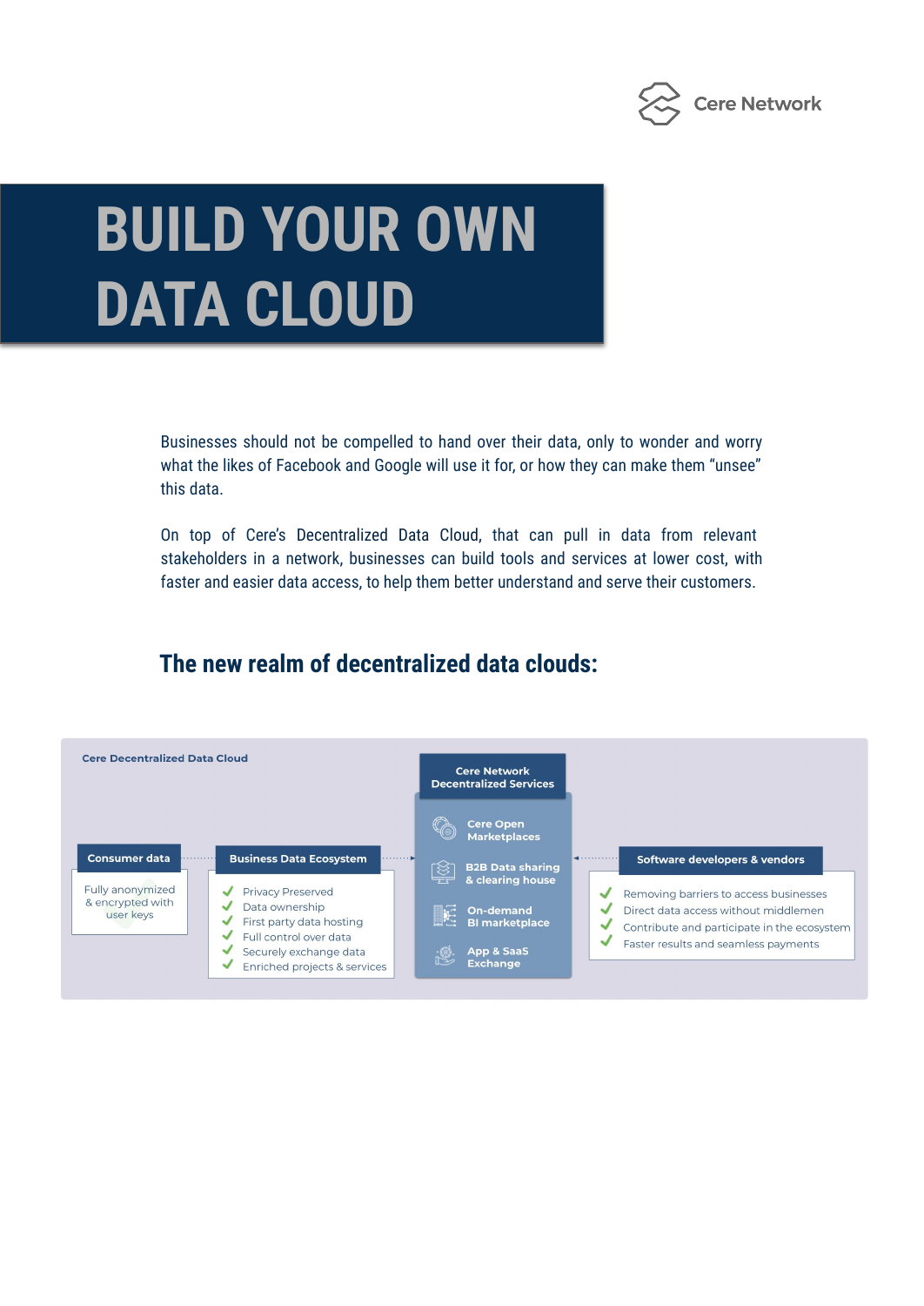# BUILD YOUR OWN DATA CLOUD

Businesses should not be compelled to hand over their data, only to wonder and worry what the likes of Facebook and Google will use it for, or how they can make them "unsee" this data.

On top of Cere's Decentralized Data Cloud, that can pull in data from relevant stakeholders in a network, businesses can build tools and services at lower cost, with faster and easier data access, to help them better understand and serve their customers.

## The new realm of decentralized data clouds:

**Cere Decentralized Data Cloud**

**Consumer data**

Fully anonymized & encrypted with user keys

**Business Data Ecosystem**

- Privacy Preserved
- Data ownership
- First party data hosting
- Full control over data
- Securely exchange data
- Enriched projects & services

**Cere Network Decentralized Services**

- Cere Open Marketplaces
- B2B Data sharing & clearing house
- On-demand BI marketplace
- App & SaaS Exchange

**Software developers & vendors**

- Removing barriers to access businesses
- Direct data access without middlemen
- Contribute and participate in the ecosystem
- Faster results and seamless payments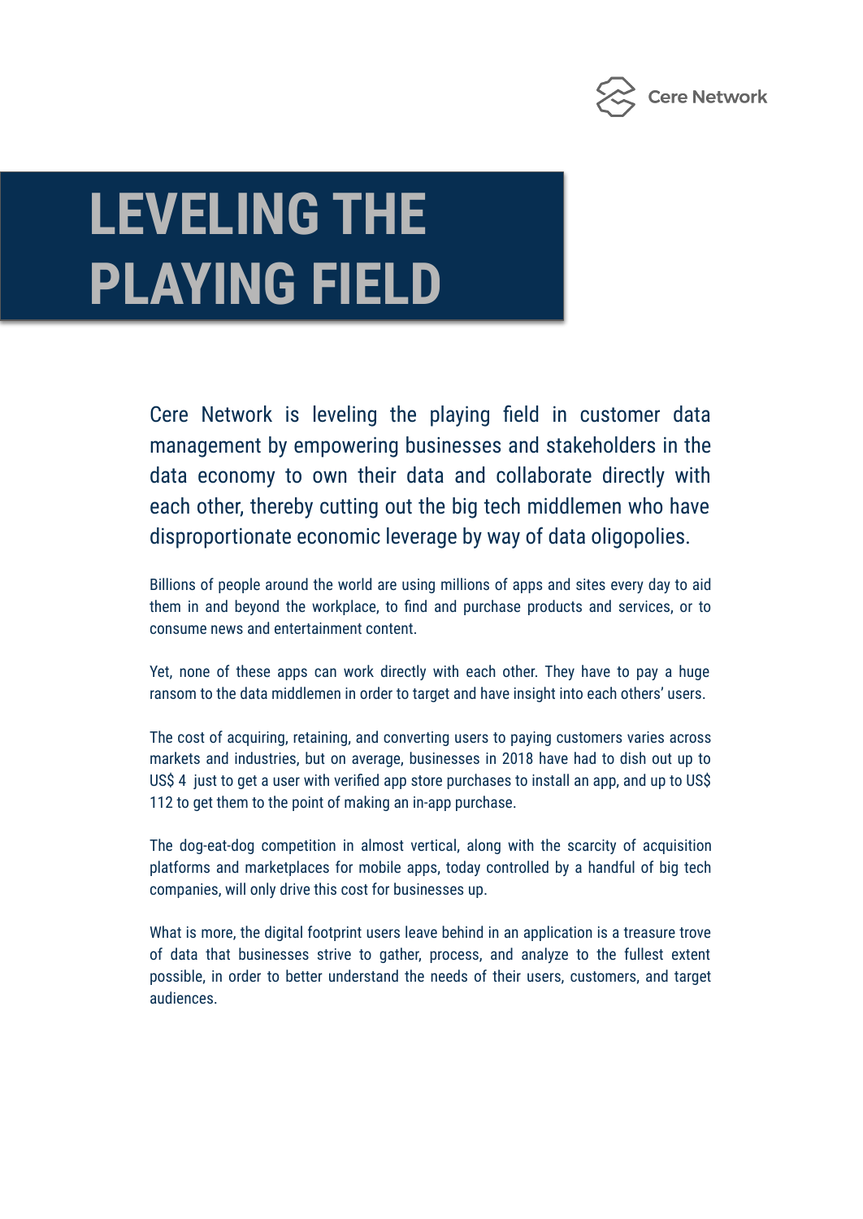# LEVELING THE PLAYING FIELD

Cere Network is leveling the playing field in customer data management by empowering businesses and stakeholders in the data economy to own their data and collaborate directly with each other, thereby cutting out the big tech middlemen who have disproportionate economic leverage by way of data oligopolies.

Billions of people around the world are using millions of apps and sites every day to aid them in and beyond the workplace, to find and purchase products and services, or to consume news and entertainment content.

Yet, none of these apps can work directly with each other. They have to pay a huge ransom to the data middlemen in order to target and have insight into each others' users.

The cost of acquiring, retaining, and converting users to paying customers varies across markets and industries, but on average, businesses in 2018 have had to dish out up to US$ 4 just to get a user with verified app store purchases to install an app, and up to US$ 112 to get them to the point of making an in-app purchase.

The dog-eat-dog competition in almost vertical, along with the scarcity of acquisition platforms and marketplaces for mobile apps, today controlled by a handful of big tech companies, will only drive this cost for businesses up.

What is more, the digital footprint users leave behind in an application is a treasure trove of data that businesses strive to gather, process, and analyze to the fullest extent possible, in order to better understand the needs of their users, customers, and target audiences.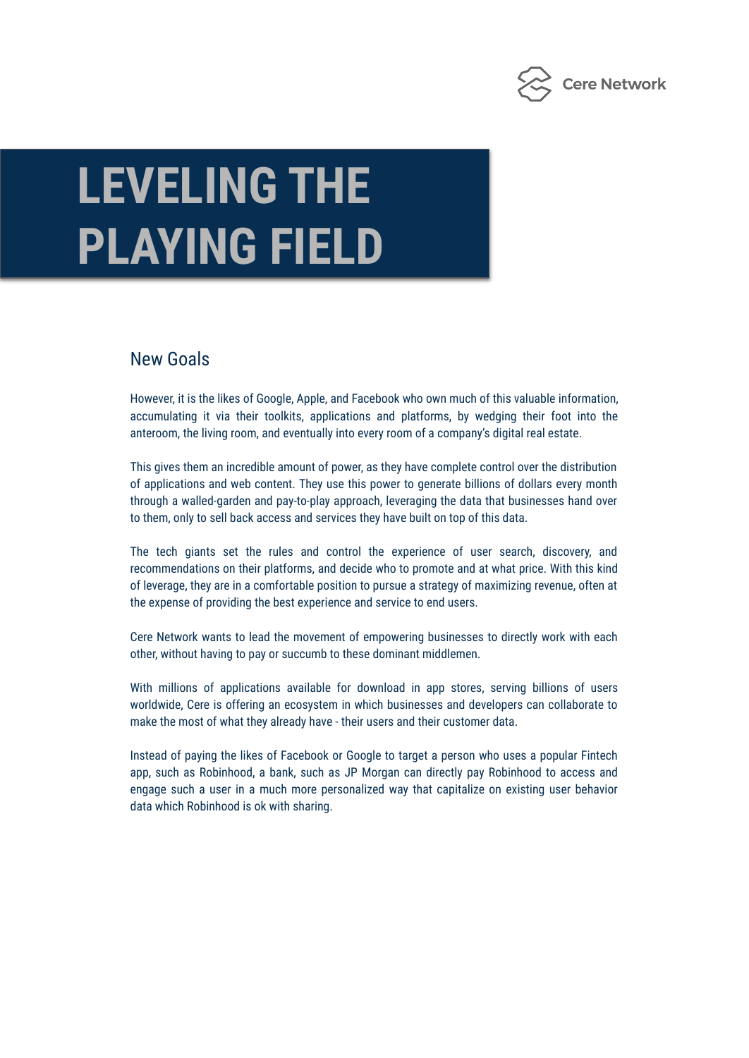# LEVELING THE PLAYING FIELD

## New Goals

However, it is the likes of Google, Apple, and Facebook who own much of this valuable information, accumulating it via their toolkits, applications and platforms, by wedging their foot into the anteroom, the living room, and eventually into every room of a company's digital real estate.

This gives them an incredible amount of power, as they have complete control over the distribution of applications and web content. They use this power to generate billions of dollars every month through a walled-garden and pay-to-play approach, leveraging the data that businesses hand over to them, only to sell back access and services they have built on top of this data.

The tech giants set the rules and control the experience of user search, discovery, and recommendations on their platforms, and decide who to promote and at what price. With this kind of leverage, they are in a comfortable position to pursue a strategy of maximizing revenue, often at the expense of providing the best experience and service to end users.

Cere Network wants to lead the movement of empowering businesses to directly work with each other, without having to pay or succumb to these dominant middlemen.

With millions of applications available for download in app stores, serving billions of users worldwide, Cere is offering an ecosystem in which businesses and developers can collaborate to make the most of what they already have - their users and their customer data.

Instead of paying the likes of Facebook or Google to target a person who uses a popular Fintech app, such as Robinhood, a bank, such as JP Morgan can directly pay Robinhood to access and engage such a user in a much more personalized way that capitalize on existing user behavior data which Robinhood is ok with sharing.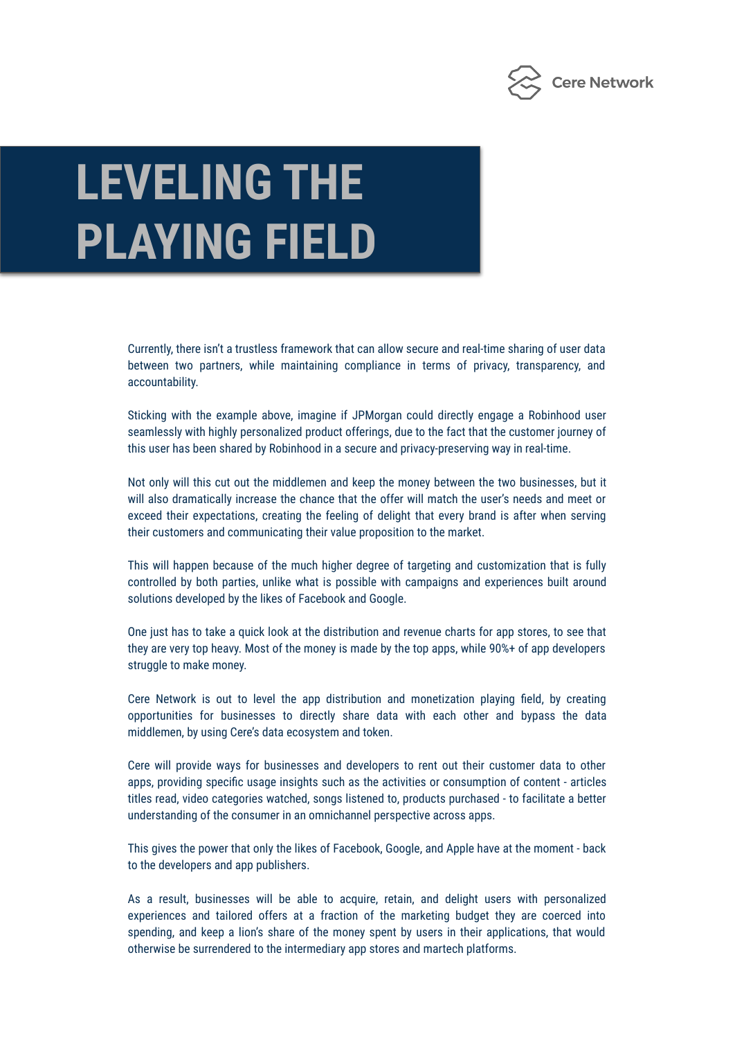# LEVELING THE PLAYING FIELD

Currently, there isn't a trustless framework that can allow secure and real-time sharing of user data between two partners, while maintaining compliance in terms of privacy, transparency, and accountability.

Sticking with the example above, imagine if JPMorgan could directly engage a Robinhood user seamlessly with highly personalized product offerings, due to the fact that the customer journey of this user has been shared by Robinhood in a secure and privacy-preserving way in real-time.

Not only will this cut out the middlemen and keep the money between the two businesses, but it will also dramatically increase the chance that the offer will match the user's needs and meet or exceed their expectations, creating the feeling of delight that every brand is after when serving their customers and communicating their value proposition to the market.

This will happen because of the much higher degree of targeting and customization that is fully controlled by both parties, unlike what is possible with campaigns and experiences built around solutions developed by the likes of Facebook and Google.

One just has to take a quick look at the distribution and revenue charts for app stores, to see that they are very top heavy. Most of the money is made by the top apps, while 90%+ of app developers struggle to make money.

Cere Network is out to level the app distribution and monetization playing field, by creating opportunities for businesses to directly share data with each other and bypass the data middlemen, by using Cere's data ecosystem and token.

Cere will provide ways for businesses and developers to rent out their customer data to other apps, providing specific usage insights such as the activities or consumption of content - articles titles read, video categories watched, songs listened to, products purchased - to facilitate a better understanding of the consumer in an omnichannel perspective across apps.

This gives the power that only the likes of Facebook, Google, and Apple have at the moment - back to the developers and app publishers.

As a result, businesses will be able to acquire, retain, and delight users with personalized experiences and tailored offers at a fraction of the marketing budget they are coerced into spending, and keep a lion's share of the money spent by users in their applications, that would otherwise be surrendered to the intermediary app stores and martech platforms.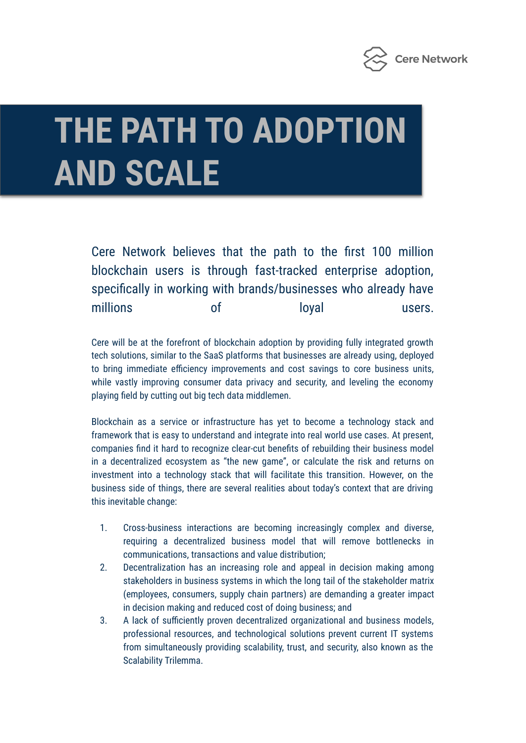# THE PATH TO ADOPTION AND SCALE

Cere Network believes that the path to the first 100 million blockchain users is through fast-tracked enterprise adoption, specifically in working with brands/businesses who already have millions of loyal users.

Cere will be at the forefront of blockchain adoption by providing fully integrated growth tech solutions, similar to the SaaS platforms that businesses are already using, deployed to bring immediate efficiency improvements and cost savings to core business units, while vastly improving consumer data privacy and security, and leveling the economy playing field by cutting out big tech data middlemen.

Blockchain as a service or infrastructure has yet to become a technology stack and framework that is easy to understand and integrate into real world use cases. At present, companies find it hard to recognize clear-cut benefits of rebuilding their business model in a decentralized ecosystem as "the new game", or calculate the risk and returns on investment into a technology stack that will facilitate this transition. However, on the business side of things, there are several realities about today's context that are driving this inevitable change:

1. Cross-business interactions are becoming increasingly complex and diverse, requiring a decentralized business model that will remove bottlenecks in communications, transactions and value distribution;
2. Decentralization has an increasing role and appeal in decision making among stakeholders in business systems in which the long tail of the stakeholder matrix (employees, consumers, supply chain partners) are demanding a greater impact in decision making and reduced cost of doing business; and
3. A lack of sufficiently proven decentralized organizational and business models, professional resources, and technological solutions prevent current IT systems from simultaneously providing scalability, trust, and security, also known as the Scalability Trilemma.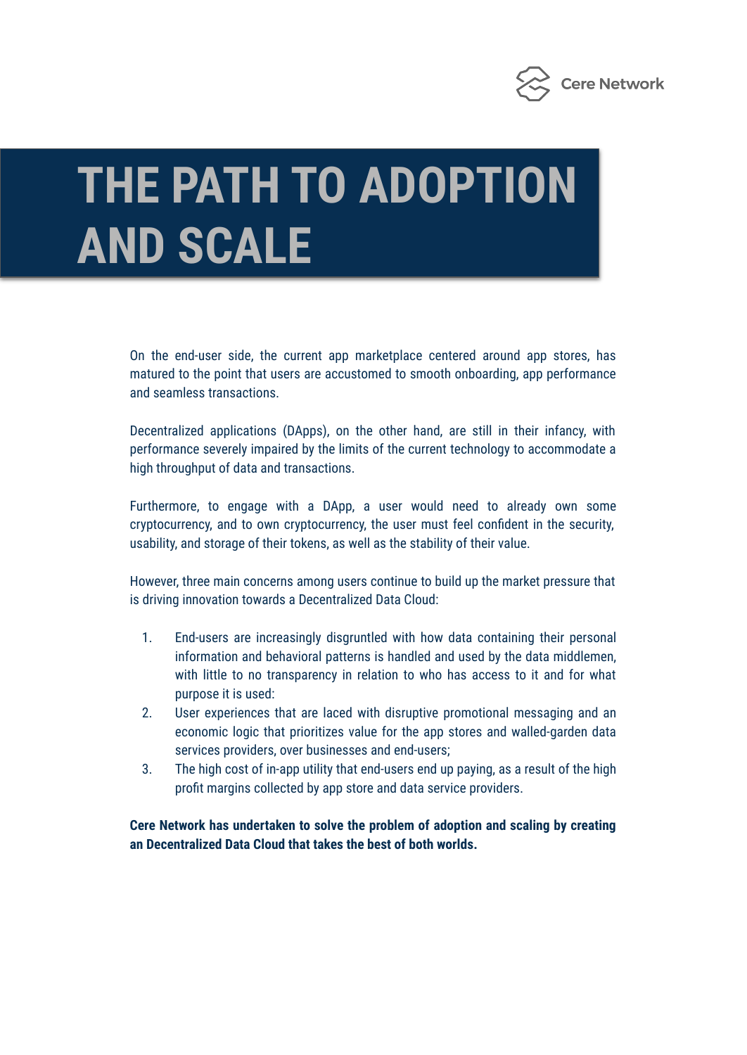# THE PATH TO ADOPTION AND SCALE

On the end-user side, the current app marketplace centered around app stores, has matured to the point that users are accustomed to smooth onboarding, app performance and seamless transactions.

Decentralized applications (DApps), on the other hand, are still in their infancy, with performance severely impaired by the limits of the current technology to accommodate a high throughput of data and transactions.

Furthermore, to engage with a DApp, a user would need to already own some cryptocurrency, and to own cryptocurrency, the user must feel confident in the security, usability, and storage of their tokens, as well as the stability of their value.

However, three main concerns among users continue to build up the market pressure that is driving innovation towards a Decentralized Data Cloud:

1. End-users are increasingly disgruntled with how data containing their personal information and behavioral patterns is handled and used by the data middlemen, with little to no transparency in relation to who has access to it and for what purpose it is used:
2. User experiences that are laced with disruptive promotional messaging and an economic logic that prioritizes value for the app stores and walled-garden data services providers, over businesses and end-users;
3. The high cost of in-app utility that end-users end up paying, as a result of the high profit margins collected by app store and data service providers.

**Cere Network has undertaken to solve the problem of adoption and scaling by creating an Decentralized Data Cloud that takes the best of both worlds.**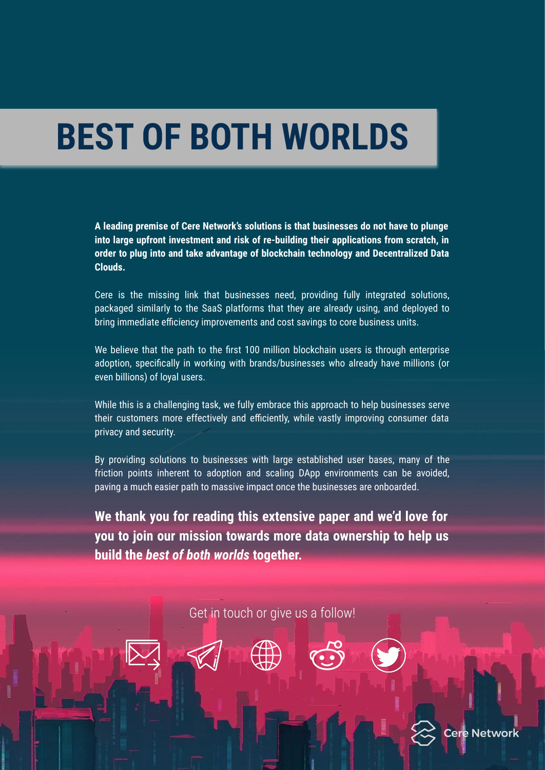# BEST OF BOTH WORLDS

**A leading premise of Cere Network's solutions is that businesses do not have to plunge into large upfront investment and risk of re-building their applications from scratch, in order to plug into and take advantage of blockchain technology and Decentralized Data Clouds.**

Cere is the missing link that businesses need, providing fully integrated solutions, packaged similarly to the SaaS platforms that they are already using, and deployed to bring immediate efficiency improvements and cost savings to core business units.

We believe that the path to the first 100 million blockchain users is through enterprise adoption, specifically in working with brands/businesses who already have millions (or even billions) of loyal users.

While this is a challenging task, we fully embrace this approach to help businesses serve their customers more effectively and efficiently, while vastly improving consumer data privacy and security.

By providing solutions to businesses with large established user bases, many of the friction points inherent to adoption and scaling DApp environments can be avoided, paving a much easier path to massive impact once the businesses are onboarded.

**We thank you for reading this extensive paper and we'd love for you to join our mission towards more data ownership to help us build the *best of both worlds* together.**

Get in touch or give us a follow!

Cere Network